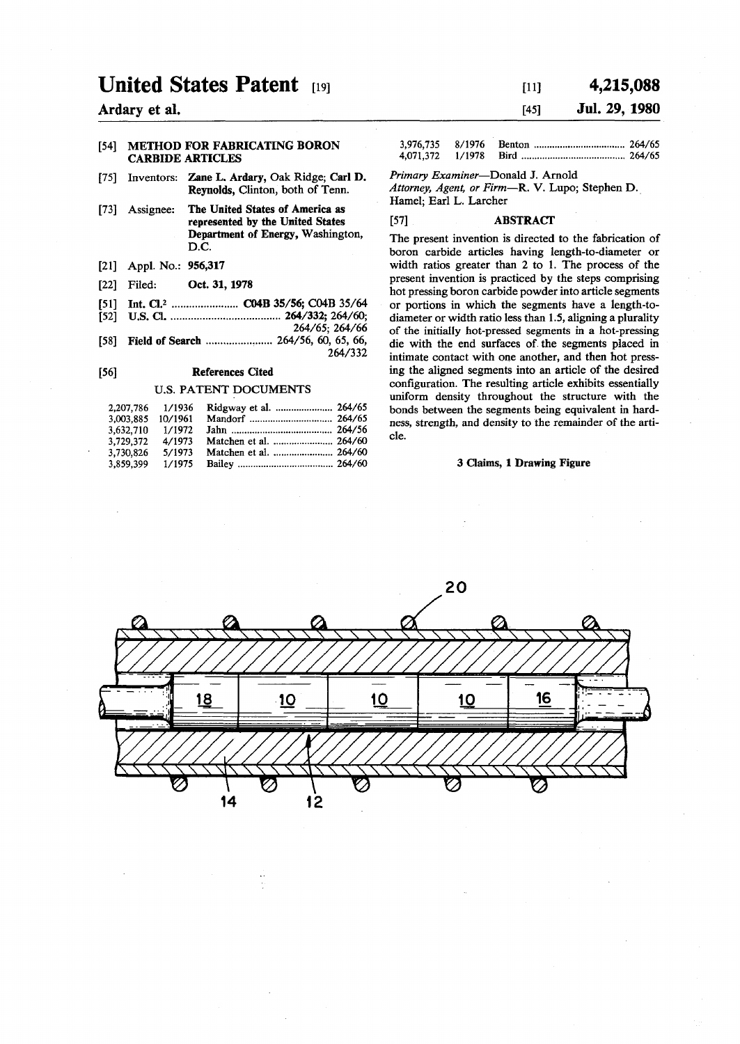# United States Patent [19]

**Ardary et al.**

[11] **4,215,088**

[45] **Jul. 29, 1980**

[54] **METHOD FOR FABRICATING BORON CARBIDE ARTICLES**

[75] Inventors: **Zane L. Ardary,** Oak Ridge; **Carl D. Reynolds,** Clinton, both of Tenn.

[73] Assignee: **The United States of America as represented by the United States Department of Energy,** Washington, D.C.

[21] Appl. No.: **956,317**

[22] Filed: **Oct. 31, 1978**

[51] Int. Cl.² ........................ **C04B 35/56;** C04B 35/64

[52] U.S. Cl. ........................................ **264/332;** 264/60; 264/65; 264/66

[58] Field of Search ........................ 264/56, 60, 65, 66, 264/332

[56] **References Cited**

U.S. PATENT DOCUMENTS

| | | | |
|---|---|---|---|
| 2,207,786 | 1/1936 | Ridgway et al. | 264/65 |
| 3,003,885 | 10/1961 | Mandorf | 264/65 |
| 3,632,710 | 1/1972 | Jahn | 264/56 |
| 3,729,372 | 4/1973 | Matchen et al. | 264/60 |
| 3,730,826 | 5/1973 | Matchen et al. | 264/60 |
| 3,859,399 | 1/1975 | Bailey | 264/60 |
| 3,976,735 | 8/1976 | Benton | 264/65 |
| 4,071,372 | 1/1978 | Bird | 264/65 |

*Primary Examiner*—Donald J. Arnold
*Attorney, Agent, or Firm*—R. V. Lupo; Stephen D. Hamel; Earl L. Larcher

[57] **ABSTRACT**

The present invention is directed to the fabrication of boron carbide articles having length-to-diameter or width ratios greater than 2 to 1. The process of the present invention is practiced by the steps comprising hot pressing boron carbide powder into article segments or portions in which the segments have a length-to-diameter or width ratio less than 1.5, aligning a plurality of the initially hot-pressed segments in a hot-pressing die with the end surfaces of the segments placed in intimate contact with one another, and then hot pressing the aligned segments into an article of the desired configuration. The resulting article exhibits essentially uniform density throughout the structure with the bonds between the segments being equivalent in hardness, strength, and density to the remainder of the article.

**3 Claims, 1 Drawing Figure**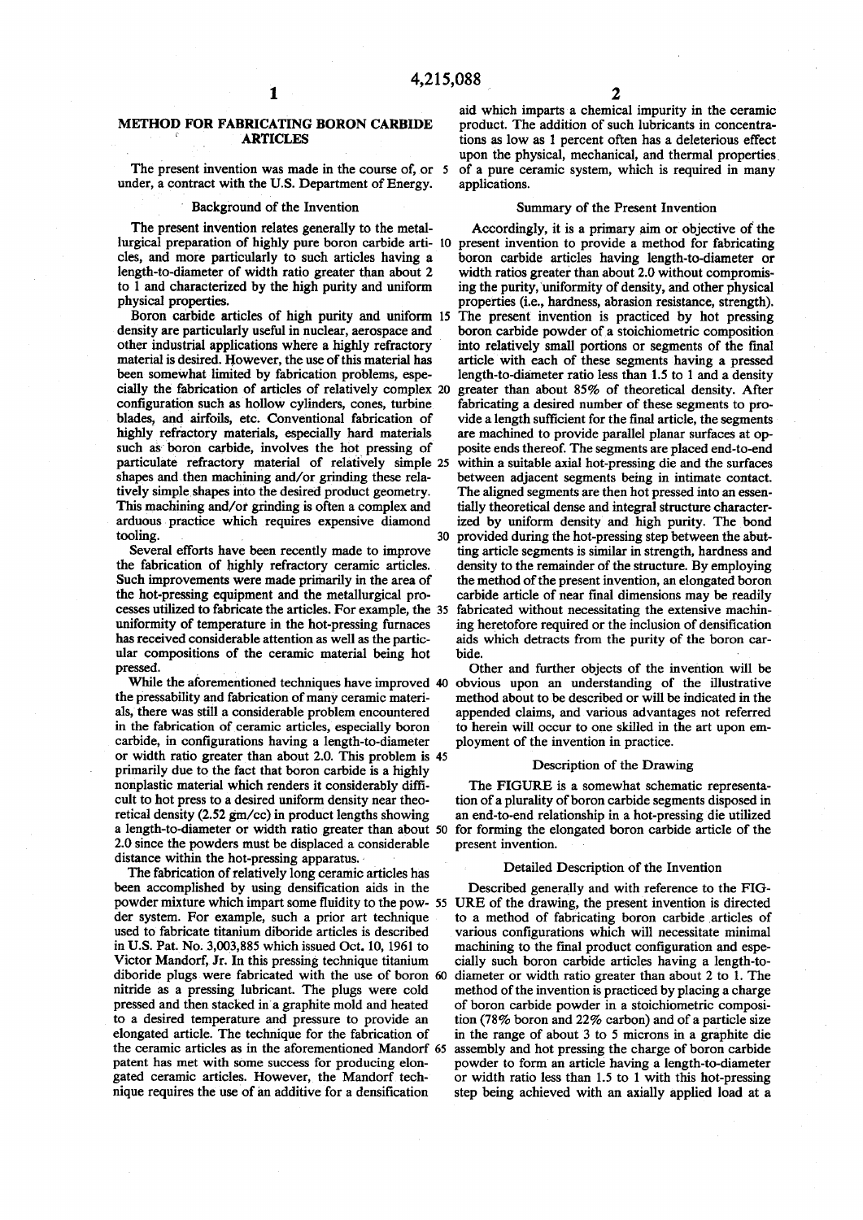# METHOD FOR FABRICATING BORON CARBIDE ARTICLES

The present invention was made in the course of, or under, a contract with the U.S. Department of Energy.

## Background of the Invention

The present invention relates generally to the metallurgical preparation of highly pure boron carbide articles, and more particularly to such articles having a length-to-diameter of width ratio greater than about 2 to 1 and characterized by the high purity and uniform physical properties.

Boron carbide articles of high purity and uniform density are particularly useful in nuclear, aerospace and other industrial applications where a highly refractory material is desired. However, the use of this material has been somewhat limited by fabrication problems, especially the fabrication of articles of relatively complex configuration such as hollow cylinders, cones, turbine blades, and airfoils, etc. Conventional fabrication of highly refractory materials, especially hard materials such as boron carbide, involves the hot pressing of particulate refractory material of relatively simple shapes and then machining and/or grinding these relatively simple shapes into the desired product geometry. This machining and/or grinding is often a complex and arduous practice which requires expensive diamond tooling.

Several efforts have been recently made to improve the fabrication of highly refractory ceramic articles. Such improvements were made primarily in the area of the hot-pressing equipment and the metallurgical processes utilized to fabricate the articles. For example, the uniformity of temperature in the hot-pressing furnaces has received considerable attention as well as the particular compositions of the ceramic material being hot pressed.

While the aforementioned techniques have improved the pressability and fabrication of many ceramic materials, there was still a considerable problem encountered in the fabrication of ceramic articles, especially boron carbide, in configurations having a length-to-diameter or width ratio greater than about 2.0. This problem is primarily due to the fact that boron carbide is a highly nonplastic material which renders it considerably difficult to hot press to a desired uniform density near theoretical density (2.52 gm/cc) in product lengths showing a length-to-diameter or width ratio greater than about 2.0 since the powders must be displaced a considerable distance within the hot-pressing apparatus.

The fabrication of relatively long ceramic articles has been accomplished by using densification aids in the powder mixture which impart some fluidity to the powder system. For example, such a prior art technique used to fabricate titanium diboride articles is described in U.S. Pat. No. 3,003,885 which issued Oct. 10, 1961 to Victor Mandorf, Jr. In this pressing technique titanium diboride plugs were fabricated with the use of boron nitride as a pressing lubricant. The plugs were cold pressed and then stacked in a graphite mold and heated to a desired temperature and pressure to provide an elongated article. The technique for the fabrication of the ceramic articles as in the aforementioned Mandorf patent has met with some success for producing elongated ceramic articles. However, the Mandorf technique requires the use of an additive for a densification aid which imparts a chemical impurity in the ceramic product. The addition of such lubricants in concentrations as low as 1 percent often has a deleterious effect upon the physical, mechanical, and thermal properties of a pure ceramic system, which is required in many applications.

## Summary of the Present Invention

Accordingly, it is a primary aim or objective of the present invention to provide a method for fabricating boron carbide articles having length-to-diameter or width ratios greater than about 2.0 without compromising the purity, uniformity of density, and other physical properties (i.e., hardness, abrasion resistance, strength). The present invention is practiced by hot pressing boron carbide powder of a stoichiometric composition into relatively small portions or segments of the final article with each of these segments having a pressed length-to-diameter ratio less than 1.5 to 1 and a density greater than about 85% of theoretical density. After fabricating a desired number of these segments to provide a length sufficient for the final article, the segments are machined to provide parallel planar surfaces at opposite ends thereof. The segments are placed end-to-end within a suitable axial hot-pressing die and the surfaces between adjacent segments being in intimate contact. The aligned segments are then hot pressed into an essentially theoretical dense and integral structure characterized by uniform density and high purity. The bond provided during the hot-pressing step between the abutting article segments is similar in strength, hardness and density to the remainder of the structure. By employing the method of the present invention, an elongated boron carbide article of near final dimensions may be readily fabricated without necessitating the extensive machining heretofore required or the inclusion of densification aids which detracts from the purity of the boron carbide.

Other and further objects of the invention will be obvious upon an understanding of the illustrative method about to be described or will be indicated in the appended claims, and various advantages not referred to herein will occur to one skilled in the art upon employment of the invention in practice.

## Description of the Drawing

The FIGURE is a somewhat schematic representation of a plurality of boron carbide segments disposed in an end-to-end relationship in a hot-pressing die utilized for forming the elongated boron carbide article of the present invention.

## Detailed Description of the Invention

Described generally and with reference to the FIGURE of the drawing, the present invention is directed to a method of fabricating boron carbide articles of various configurations which will necessitate minimal machining to the final product configuration and especially such boron carbide articles having a length-to-diameter or width ratio greater than about 2 to 1. The method of the invention is practiced by placing a charge of boron carbide powder in a stoichiometric composition (78% boron and 22% carbon) and of a particle size in the range of about 3 to 5 microns in a graphite die assembly and hot pressing the charge of boron carbide powder to form an article having a length-to-diameter or width ratio less than 1.5 to 1 with this hot-pressing step being achieved with an axially applied load at a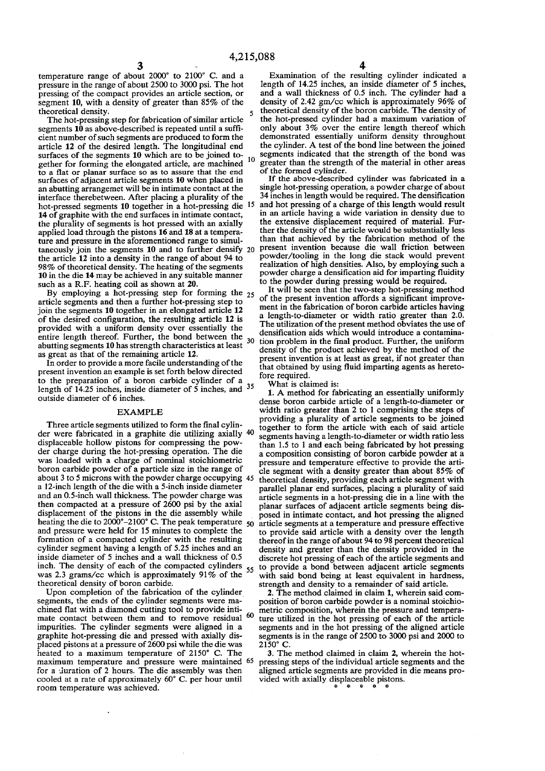temperature range of about 2000° to 2100° C. and a pressure in the range of about 2500 to 3000 psi. The hot pressing of the compact provides an article section, or segment 10, with a density of greater than 85% of the theoretical density.

The hot-pressing step for fabrication of similar article segments 10 as above-described is repeated until a sufficient number of such segments are produced to form the article 12 of the desired length. The longitudinal end surfaces of the segments 10 which are to be joined together for forming the elongated article, are machined to a flat or planar surface so as to assure that the end surfaces of adjacent article segments 10 when placed in an abutting arrangemet will be in intimate contact at the interface therebetween. After placing a plurality of the hot-pressed segments 10 together in a hot-pressing die 14 of graphite with the end surfaces in intimate contact, the plurality of segments is hot pressed with an axially applied load through the pistons 16 and 18 at a temperature and pressure in the aforementioned range to simultaneously join the segments 10 and to further densify the article 12 into a density in the range of about 94 to 98% of theoretical density. The heating of the segments 10 in the die 14 may be achieved in any suitable manner such as a R.F. heating coil as shown at 20.

By employing a hot-pressing step for forming the article segments and then a further hot-pressing step to join the segments 10 together in an elongated article 12 of the desired configuration, the resulting article 12 is provided with a uniform density over essentially the entire length thereof. Further, the bond between the abutting segments 10 has strength characteristics at least as great as that of the remaining article 12.

In order to provide a more facile understanding of the present invention an example is set forth below directed to the preparation of a boron carbide cylinder of a length of 14.25 inches, inside diameter of 5 inches, and outside diameter of 6 inches.

## EXAMPLE

Three article segments utilized to form the final cylinder were fabricated in a graphite die utilizing axially displaceable hollow pistons for compressing the powder charge during the hot-pressing operation. The die was loaded with a charge of nominal stoichiometric boron carbide powder of a particle size in the range of about 3 to 5 microns with the powder charge occupying a 12-inch length of the die with a 5-inch inside diameter and an 0.5-inch wall thickness. The powder charge was then compacted at a pressure of 2600 psi by the axial displacement of the pistons in the die assembly while heating the die to 2000°–2100° C. The peak temperature and pressure were held for 15 minutes to complete the formation of a compacted cylinder with the resulting cylinder segment having a length of 5.25 inches and an inside diameter of 5 inches and a wall thickness of 0.5 inch. The density of each of the compacted cylinders was 2.3 grams/cc which is approximately 91% of the theoretical density of boron carbide.

Upon completion of the fabrication of the cylinder segments, the ends of the cylinder segments were machined flat with a diamond cutting tool to provide intimate contact between them and to remove residual impurities. The cylinder segments were aligned in a graphite hot-pressing die and pressed with axially displaced pistons at a pressure of 2600 psi while the die was heated to a maximum temperature of 2150° C. The maximum temperature and pressure were maintained for a duration of 2 hours. The die assembly was then cooled at a rate of approximately 60° C. per hour until room temperature was achieved.

Examination of the resulting cylinder indicated a length of 14.25 inches, an inside diameter of 5 inches, and a wall thickness of 0.5 inch. The cylinder had a density of 2.42 gm/cc which is approximately 96% of theoretical density of the boron carbide. The density of the hot-pressed cylinder had a maximum variation of only about 3% over the entire length thereof which demonstrated essentially uniform density throughout the cylinder. A test of the bond line between the joined segments indicated that the strength of the bond was greater than the strength of the material in other areas of the formed cylinder.

If the above-described cylinder was fabricated in a single hot-pressing operation, a powder charge of about 34 inches in length would be required. The densification and hot pressing of a charge of this length would result in an article having a wide variation in density due to the extensive displacement required of material. Further the density of the article would be substantially less than that achieved by the fabrication method of the present invention because die wall friction between powder/tooling in the long die stack would prevent realization of high densities. Also, by employing such a powder charge a densification aid for imparting fluidity to the powder during pressing would be required.

It will be seen that the two-step hot-pressing method of the present invention affords a significant improvement in the fabrication of boron carbide articles having a length-to-diameter or width ratio greater than 2.0. The utilization of the present method obviates the use of densification aids which would introduce a contamination problem in the final product. Further, the uniform density of the product achieved by the method of the present invention is at least as great, if not greater than that obtained by using fluid imparting agents as heretofore required.

What is claimed is:

1. A method for fabricating an essentially uniformly dense boron carbide article of a length-to-diameter or width ratio greater than 2 to 1 comprising the steps of providing a plurality of article segments to be joined together to form the article with each of said article segments having a length-to-diameter or width ratio less than 1.5 to 1 and each being fabricated by hot pressing a composition consisting of boron carbide powder at a pressure and temperature effective to provide the article segment with a density greater than about 85% of theoretical density, providing each article segment with parallel planar end surfaces, placing a plurality of said article segments in a hot-pressing die in a line with the planar surfaces of adjacent article segments being disposed in intimate contact, and hot pressing the aligned article segments at a temperature and pressure effective to provide said article with a density over the length thereof in the range of about 94 to 98 percent theoretical density and greater than the density provided in the discrete hot pressing of each of the article segments and to provide a bond between adjacent article segments with said bond being at least equivalent in hardness, strength and density to a remainder of said article.

2. The method claimed in claim 1, wherein said composition of boron carbide powder is a nominal stoichiometric composition, wherein the pressure and temperature utilized in the hot pressing of each of the article segments and in the hot pressing of the aligned article segments is in the range of 2500 to 3000 psi and 2000 to 2150° C.

3. The method claimed in claim 2, wherein the hot-pressing steps of the individual article segments and the aligned article segments are provided in die means provided with axially displaceable pistons.

\* \* \* \* \*